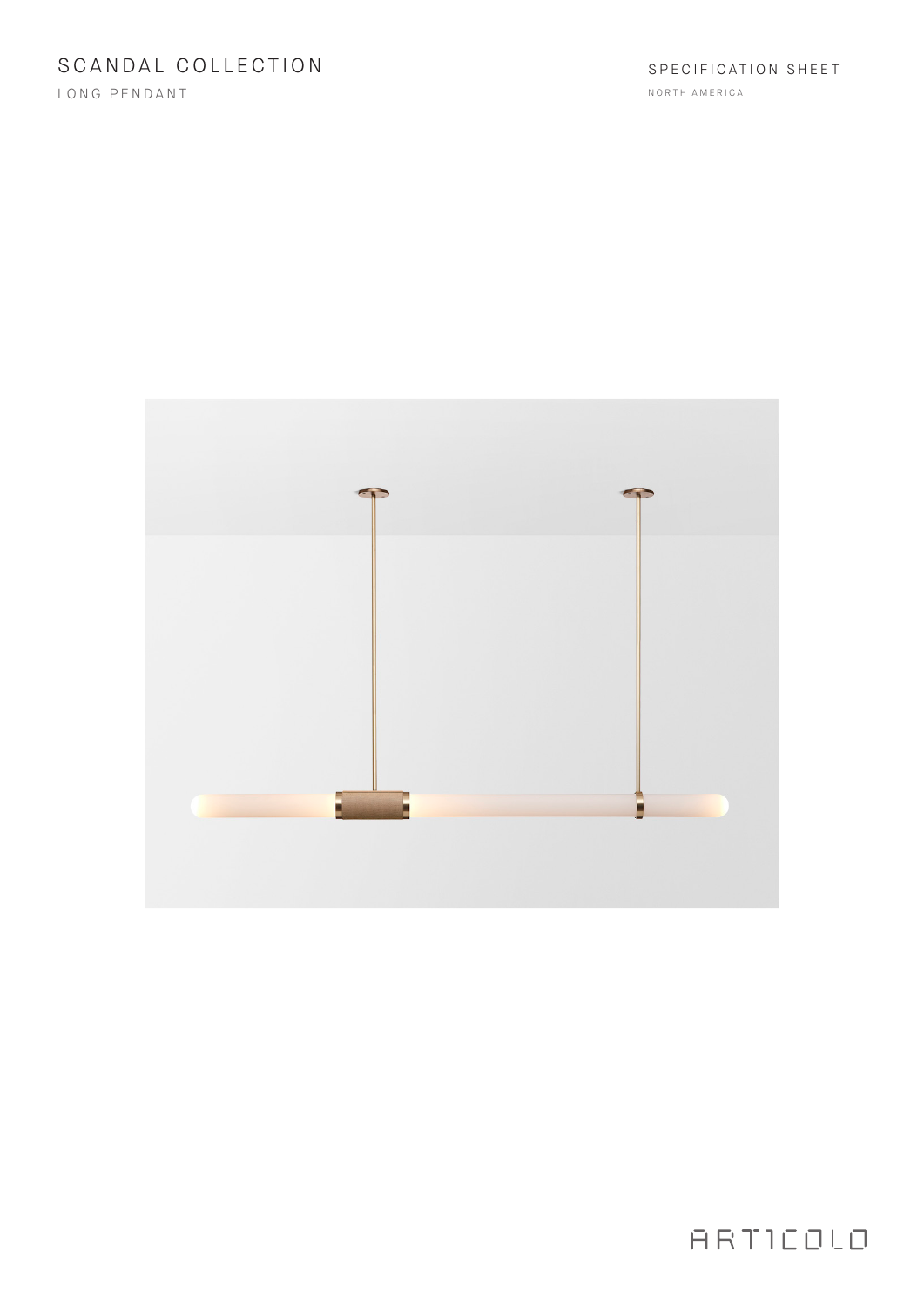# SCANDAL COLLECTION

LONG PENDANT

SPECIFICATION SHEET

NORTH AMERICA

ARTICOLO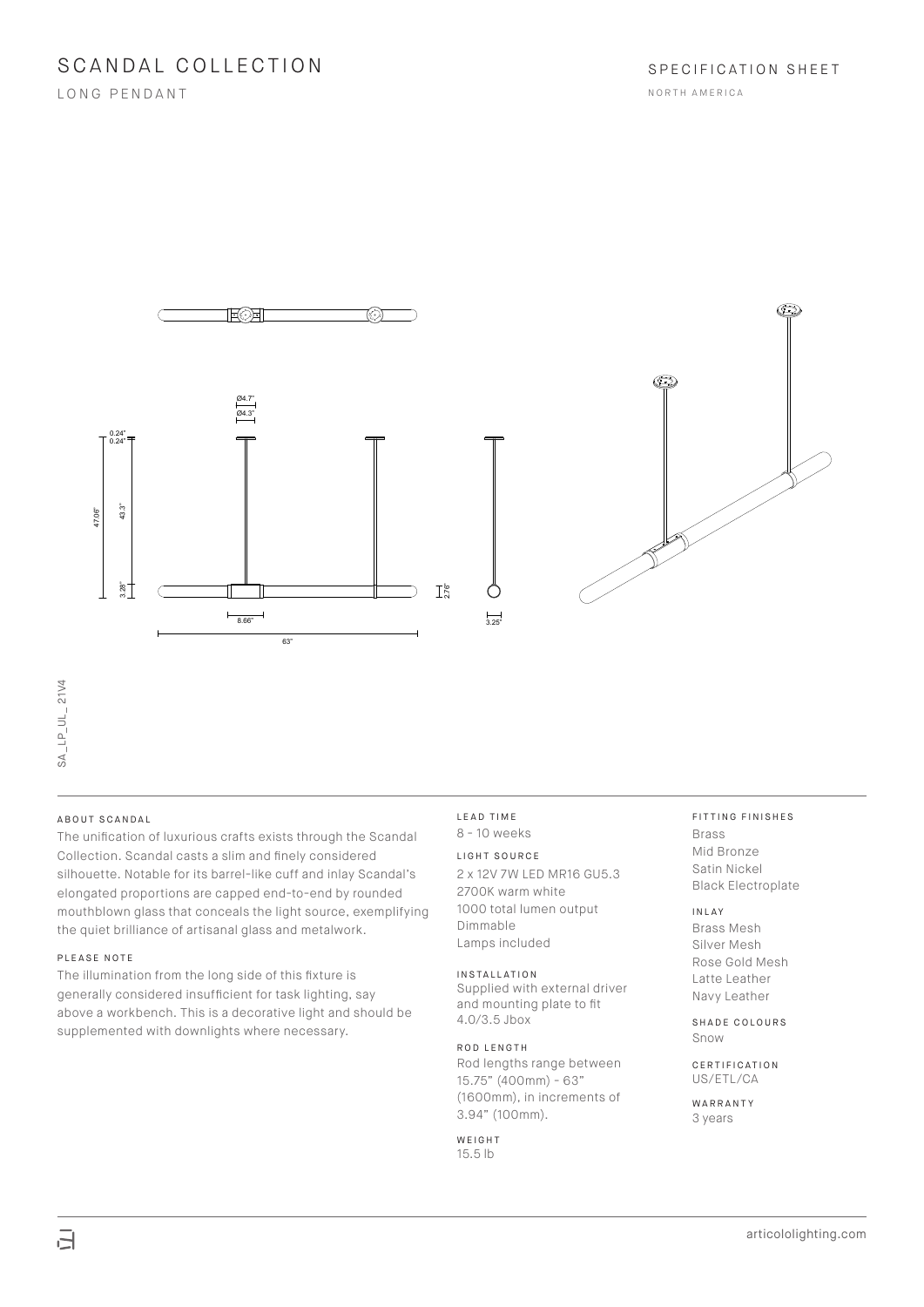# SCANDAL COLLECTION

LONG PENDANT

SPECIFICATION SHEET

NORTH AMERICA

Ø4.7"
Ø4.3"
0.24"
0.24"
47.06"
43.3"
3.28"
2.76"
8.66"
63"
3.25"

SA_LP_UL_ 21V4

### ABOUT SCANDAL

The unification of luxurious crafts exists through the Scandal Collection. Scandal casts a slim and finely considered silhouette. Notable for its barrel-like cuff and inlay Scandal's elongated proportions are capped end-to-end by rounded mouthblown glass that conceals the light source, exemplifying the quiet brilliance of artisanal glass and metalwork.

### PLEASE NOTE

The illumination from the long side of this fixture is generally considered insufficient for task lighting, say above a workbench. This is a decorative light and should be supplemented with downlights where necessary.

### LEAD TIME

8 - 10 weeks

### LIGHT SOURCE

2 x 12V 7W LED MR16 GU5.3
2700K warm white
1000 total lumen output
Dimmable
Lamps included

### INSTALLATION

Supplied with external driver and mounting plate to fit 4.0/3.5 Jbox

### ROD LENGTH

Rod lengths range between 15.75" (400mm) - 63" (1600mm), in increments of 3.94" (100mm).

### WEIGHT

15.5 lb

### FITTING FINISHES

Brass
Mid Bronze
Satin Nickel
Black Electroplate

### INLAY

Brass Mesh
Silver Mesh
Rose Gold Mesh
Latte Leather
Navy Leather

### SHADE COLOURS

Snow

### CERTIFICATION

US/ETL/CA

### WARRANTY

3 years

articololighting.com